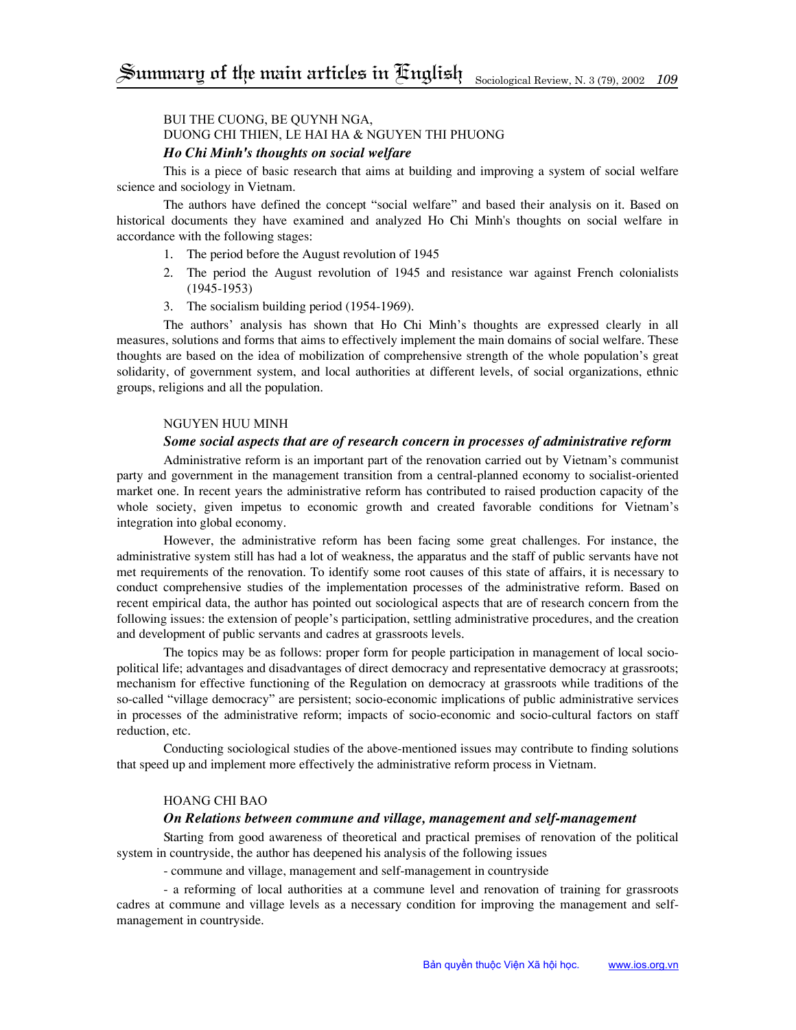# Summary of the main articles in English

BUI THE CUONG, BE QUYNH NGA,
DUONG CHI THIEN, LE HAI HA & NGUYEN THI PHUONG

### *Ho Chi Minh's thoughts on social welfare*

This is a piece of basic research that aims at building and improving a system of social welfare science and sociology in Vietnam.

The authors have defined the concept "social welfare" and based their analysis on it. Based on historical documents they have examined and analyzed Ho Chi Minh's thoughts on social welfare in accordance with the following stages:

1. The period before the August revolution of 1945
2. The period the August revolution of 1945 and resistance war against French colonialists (1945-1953)
3. The socialism building period (1954-1969).

The authors' analysis has shown that Ho Chi Minh's thoughts are expressed clearly in all measures, solutions and forms that aims to effectively implement the main domains of social welfare. These thoughts are based on the idea of mobilization of comprehensive strength of the whole population's great solidarity, of government system, and local authorities at different levels, of social organizations, ethnic groups, religions and all the population.

NGUYEN HUU MINH

### *Some social aspects that are of research concern in processes of administrative reform*

Administrative reform is an important part of the renovation carried out by Vietnam's communist party and government in the management transition from a central-planned economy to socialist-oriented market one. In recent years the administrative reform has contributed to raised production capacity of the whole society, given impetus to economic growth and created favorable conditions for Vietnam's integration into global economy.

However, the administrative reform has been facing some great challenges. For instance, the administrative system still has had a lot of weakness, the apparatus and the staff of public servants have not met requirements of the renovation. To identify some root causes of this state of affairs, it is necessary to conduct comprehensive studies of the implementation processes of the administrative reform. Based on recent empirical data, the author has pointed out sociological aspects that are of research concern from the following issues: the extension of people's participation, settling administrative procedures, and the creation and development of public servants and cadres at grassroots levels.

The topics may be as follows: proper form for people participation in management of local socio-political life; advantages and disadvantages of direct democracy and representative democracy at grassroots; mechanism for effective functioning of the Regulation on democracy at grassroots while traditions of the so-called "village democracy" are persistent; socio-economic implications of public administrative services in processes of the administrative reform; impacts of socio-economic and socio-cultural factors on staff reduction, etc.

Conducting sociological studies of the above-mentioned issues may contribute to finding solutions that speed up and implement more effectively the administrative reform process in Vietnam.

HOANG CHI BAO

### *On Relations between commune and village, management and self-management*

Starting from good awareness of theoretical and practical premises of renovation of the political system in countryside, the author has deepened his analysis of the following issues

- commune and village, management and self-management in countryside

- a reforming of local authorities at a commune level and renovation of training for grassroots cadres at commune and village levels as a necessary condition for improving the management and self-management in countryside.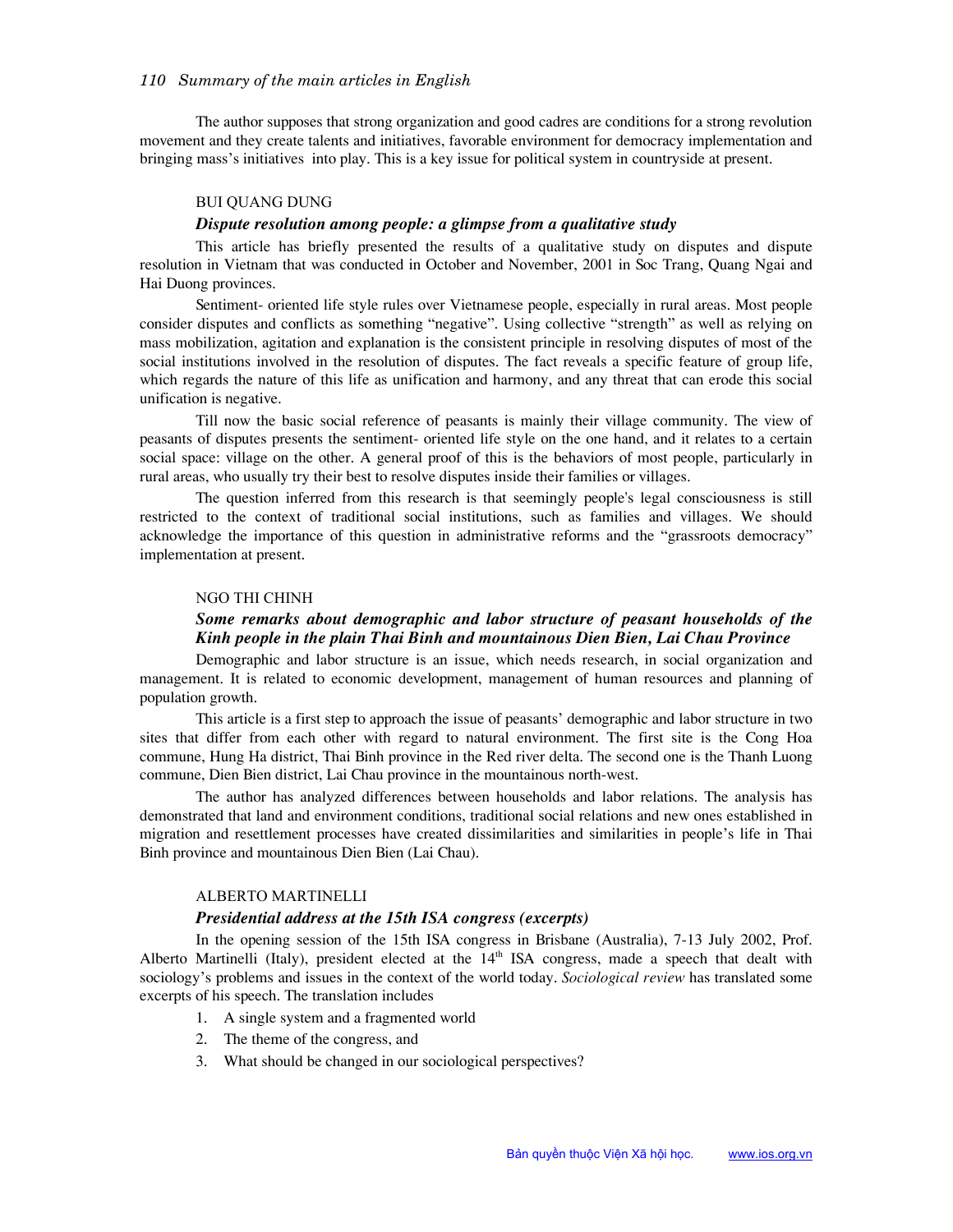The author supposes that strong organization and good cadres are conditions for a strong revolution movement and they create talents and initiatives, favorable environment for democracy implementation and bringing mass's initiatives into play. This is a key issue for political system in countryside at present.

BUI QUANG DUNG

***Dispute resolution among people: a glimpse from a qualitative study***

This article has briefly presented the results of a qualitative study on disputes and dispute resolution in Vietnam that was conducted in October and November, 2001 in Soc Trang, Quang Ngai and Hai Duong provinces.

Sentiment- oriented life style rules over Vietnamese people, especially in rural areas. Most people consider disputes and conflicts as something "negative". Using collective "strength" as well as relying on mass mobilization, agitation and explanation is the consistent principle in resolving disputes of most of the social institutions involved in the resolution of disputes. The fact reveals a specific feature of group life, which regards the nature of this life as unification and harmony, and any threat that can erode this social unification is negative.

Till now the basic social reference of peasants is mainly their village community. The view of peasants of disputes presents the sentiment- oriented life style on the one hand, and it relates to a certain social space: village on the other. A general proof of this is the behaviors of most people, particularly in rural areas, who usually try their best to resolve disputes inside their families or villages.

The question inferred from this research is that seemingly people's legal consciousness is still restricted to the context of traditional social institutions, such as families and villages. We should acknowledge the importance of this question in administrative reforms and the "grassroots democracy" implementation at present.

NGO THI CHINH

***Some remarks about demographic and labor structure of peasant households of the Kinh people in the plain Thai Binh and mountainous Dien Bien, Lai Chau Province***

Demographic and labor structure is an issue, which needs research, in social organization and management. It is related to economic development, management of human resources and planning of population growth.

This article is a first step to approach the issue of peasants' demographic and labor structure in two sites that differ from each other with regard to natural environment. The first site is the Cong Hoa commune, Hung Ha district, Thai Binh province in the Red river delta. The second one is the Thanh Luong commune, Dien Bien district, Lai Chau province in the mountainous north-west.

The author has analyzed differences between households and labor relations. The analysis has demonstrated that land and environment conditions, traditional social relations and new ones established in migration and resettlement processes have created dissimilarities and similarities in people's life in Thai Binh province and mountainous Dien Bien (Lai Chau).

ALBERTO MARTINELLI

***Presidential address at the 15th ISA congress (excerpts)***

In the opening session of the 15th ISA congress in Brisbane (Australia), 7-13 July 2002, Prof. Alberto Martinelli (Italy), president elected at the 14th ISA congress, made a speech that dealt with sociology's problems and issues in the context of the world today. *Sociological review* has translated some excerpts of his speech. The translation includes

1. A single system and a fragmented world
2. The theme of the congress, and
3. What should be changed in our sociological perspectives?